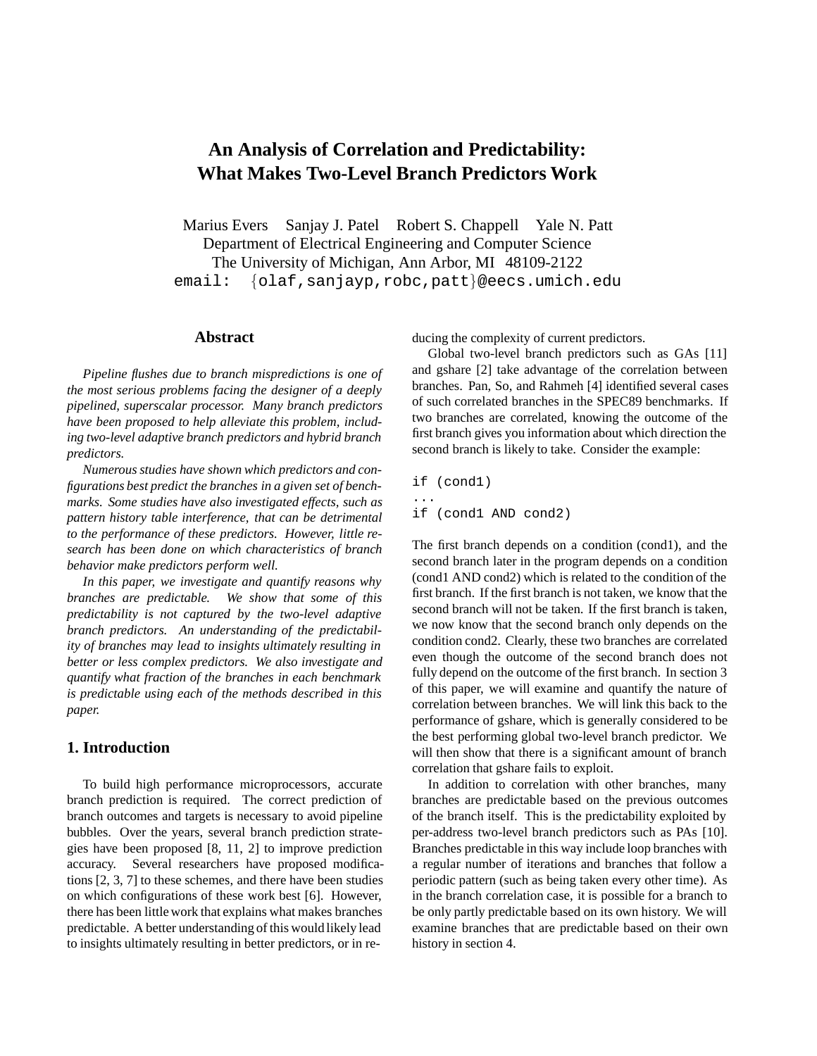# An Analysis of Correlation and Predictability: What Makes Two-Level Branch Predictors Work

Marius Evers   Sanjay J. Patel   Robert S. Chappell   Yale N. Patt
Department of Electrical Engineering and Computer Science
The University of Michigan, Ann Arbor, MI 48109-2122
email: {olaf,sanjayp,robc,patt}@eecs.umich.edu

## Abstract

*Pipeline flushes due to branch mispredictions is one of the most serious problems facing the designer of a deeply pipelined, superscalar processor. Many branch predictors have been proposed to help alleviate this problem, including two-level adaptive branch predictors and hybrid branch predictors.*

*Numerous studies have shown which predictors and configurations best predict the branches in a given set of benchmarks. Some studies have also investigated effects, such as pattern history table interference, that can be detrimental to the performance of these predictors. However, little research has been done on which characteristics of branch behavior make predictors perform well.*

*In this paper, we investigate and quantify reasons why branches are predictable. We show that some of this predictability is not captured by the two-level adaptive branch predictors. An understanding of the predictability of branches may lead to insights ultimately resulting in better or less complex predictors. We also investigate and quantify what fraction of the branches in each benchmark is predictable using each of the methods described in this paper.*

## 1. Introduction

To build high performance microprocessors, accurate branch prediction is required. The correct prediction of branch outcomes and targets is necessary to avoid pipeline bubbles. Over the years, several branch prediction strategies have been proposed [8, 11, 2] to improve prediction accuracy. Several researchers have proposed modifications [2, 3, 7] to these schemes, and there have been studies on which configurations of these work best [6]. However, there has been little work that explains what makes branches predictable. A better understanding of this would likely lead to insights ultimately resulting in better predictors, or in reducing the complexity of current predictors.

Global two-level branch predictors such as GAs [11] and gshare [2] take advantage of the correlation between branches. Pan, So, and Rahmeh [4] identified several cases of such correlated branches in the SPEC89 benchmarks. If two branches are correlated, knowing the outcome of the first branch gives you information about which direction the second branch is likely to take. Consider the example:

```
if (cond1)
...
if (cond1 AND cond2)
```

The first branch depends on a condition (cond1), and the second branch later in the program depends on a condition (cond1 AND cond2) which is related to the condition of the first branch. If the first branch is not taken, we know that the second branch will not be taken. If the first branch is taken, we now know that the second branch only depends on the condition cond2. Clearly, these two branches are correlated even though the outcome of the second branch does not fully depend on the outcome of the first branch. In section 3 of this paper, we will examine and quantify the nature of correlation between branches. We will link this back to the performance of gshare, which is generally considered to be the best performing global two-level branch predictor. We will then show that there is a significant amount of branch correlation that gshare fails to exploit.

In addition to correlation with other branches, many branches are predictable based on the previous outcomes of the branch itself. This is the predictability exploited by per-address two-level branch predictors such as PAs [10]. Branches predictable in this way include loop branches with a regular number of iterations and branches that follow a periodic pattern (such as being taken every other time). As in the branch correlation case, it is possible for a branch to be only partly predictable based on its own history. We will examine branches that are predictable based on their own history in section 4.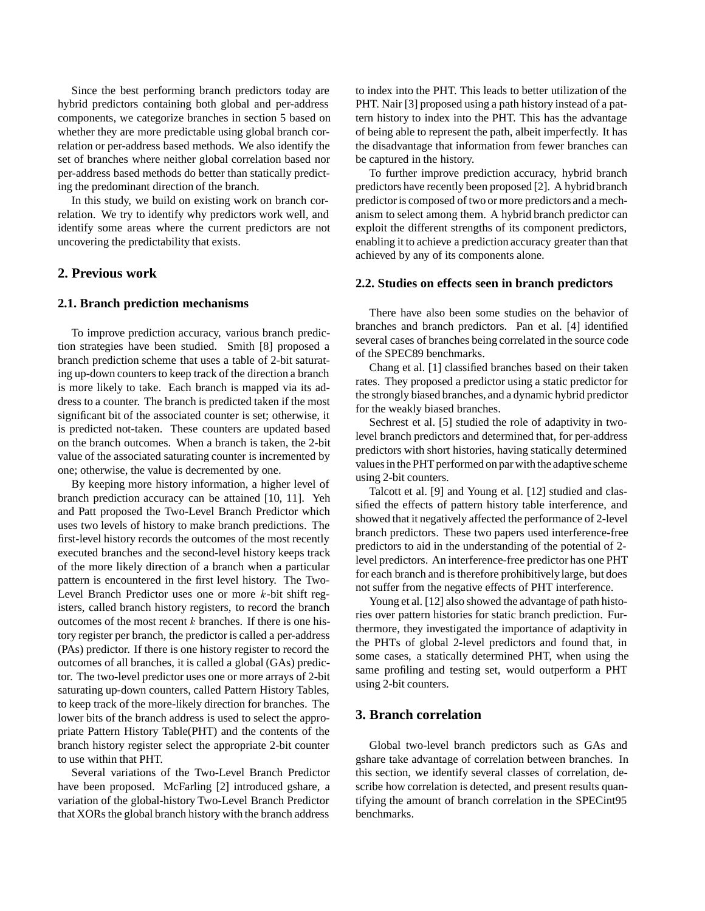Since the best performing branch predictors today are hybrid predictors containing both global and per-address components, we categorize branches in section 5 based on whether they are more predictable using global branch correlation or per-address based methods. We also identify the set of branches where neither global correlation based nor per-address based methods do better than statically predicting the predominant direction of the branch.

In this study, we build on existing work on branch correlation. We try to identify why predictors work well, and identify some areas where the current predictors are not uncovering the predictability that exists.

## 2. Previous work

### 2.1. Branch prediction mechanisms

To improve prediction accuracy, various branch prediction strategies have been studied. Smith [8] proposed a branch prediction scheme that uses a table of 2-bit saturating up-down counters to keep track of the direction a branch is more likely to take. Each branch is mapped via its address to a counter. The branch is predicted taken if the most significant bit of the associated counter is set; otherwise, it is predicted not-taken. These counters are updated based on the branch outcomes. When a branch is taken, the 2-bit value of the associated saturating counter is incremented by one; otherwise, the value is decremented by one.

By keeping more history information, a higher level of branch prediction accuracy can be attained [10, 11]. Yeh and Patt proposed the Two-Level Branch Predictor which uses two levels of history to make branch predictions. The first-level history records the outcomes of the most recently executed branches and the second-level history keeps track of the more likely direction of a branch when a particular pattern is encountered in the first level history. The Two-Level Branch Predictor uses one or more $k$-bit shift registers, called branch history registers, to record the branch outcomes of the most recent $k$ branches. If there is one history register per branch, the predictor is called a per-address (PAs) predictor. If there is one history register to record the outcomes of all branches, it is called a global (GAs) predictor. The two-level predictor uses one or more arrays of 2-bit saturating up-down counters, called Pattern History Tables, to keep track of the more-likely direction for branches. The lower bits of the branch address is used to select the appropriate Pattern History Table(PHT) and the contents of the branch history register select the appropriate 2-bit counter to use within that PHT.

Several variations of the Two-Level Branch Predictor have been proposed. McFarling [2] introduced gshare, a variation of the global-history Two-Level Branch Predictor that XORs the global branch history with the branch address to index into the PHT. This leads to better utilization of the PHT. Nair [3] proposed using a path history instead of a pattern history to index into the PHT. This has the advantage of being able to represent the path, albeit imperfectly. It has the disadvantage that information from fewer branches can be captured in the history.

To further improve prediction accuracy, hybrid branch predictors have recently been proposed [2]. A hybrid branch predictor is composed of two or more predictors and a mechanism to select among them. A hybrid branch predictor can exploit the different strengths of its component predictors, enabling it to achieve a prediction accuracy greater than that achieved by any of its components alone.

### 2.2. Studies on effects seen in branch predictors

There have also been some studies on the behavior of branches and branch predictors. Pan et al. [4] identified several cases of branches being correlated in the source code of the SPEC89 benchmarks.

Chang et al. [1] classified branches based on their taken rates. They proposed a predictor using a static predictor for the strongly biased branches, and a dynamic hybrid predictor for the weakly biased branches.

Sechrest et al. [5] studied the role of adaptivity in two-level branch predictors and determined that, for per-address predictors with short histories, having statically determined values in the PHT performed on par with the adaptive scheme using 2-bit counters.

Talcott et al. [9] and Young et al. [12] studied and classified the effects of pattern history table interference, and showed that it negatively affected the performance of 2-level branch predictors. These two papers used interference-free predictors to aid in the understanding of the potential of 2-level predictors. An interference-free predictor has one PHT for each branch and is therefore prohibitively large, but does not suffer from the negative effects of PHT interference.

Young et al. [12] also showed the advantage of path histories over pattern histories for static branch prediction. Furthermore, they investigated the importance of adaptivity in the PHTs of global 2-level predictors and found that, in some cases, a statically determined PHT, when using the same profiling and testing set, would outperform a PHT using 2-bit counters.

## 3. Branch correlation

Global two-level branch predictors such as GAs and gshare take advantage of correlation between branches. In this section, we identify several classes of correlation, describe how correlation is detected, and present results quantifying the amount of branch correlation in the SPECint95 benchmarks.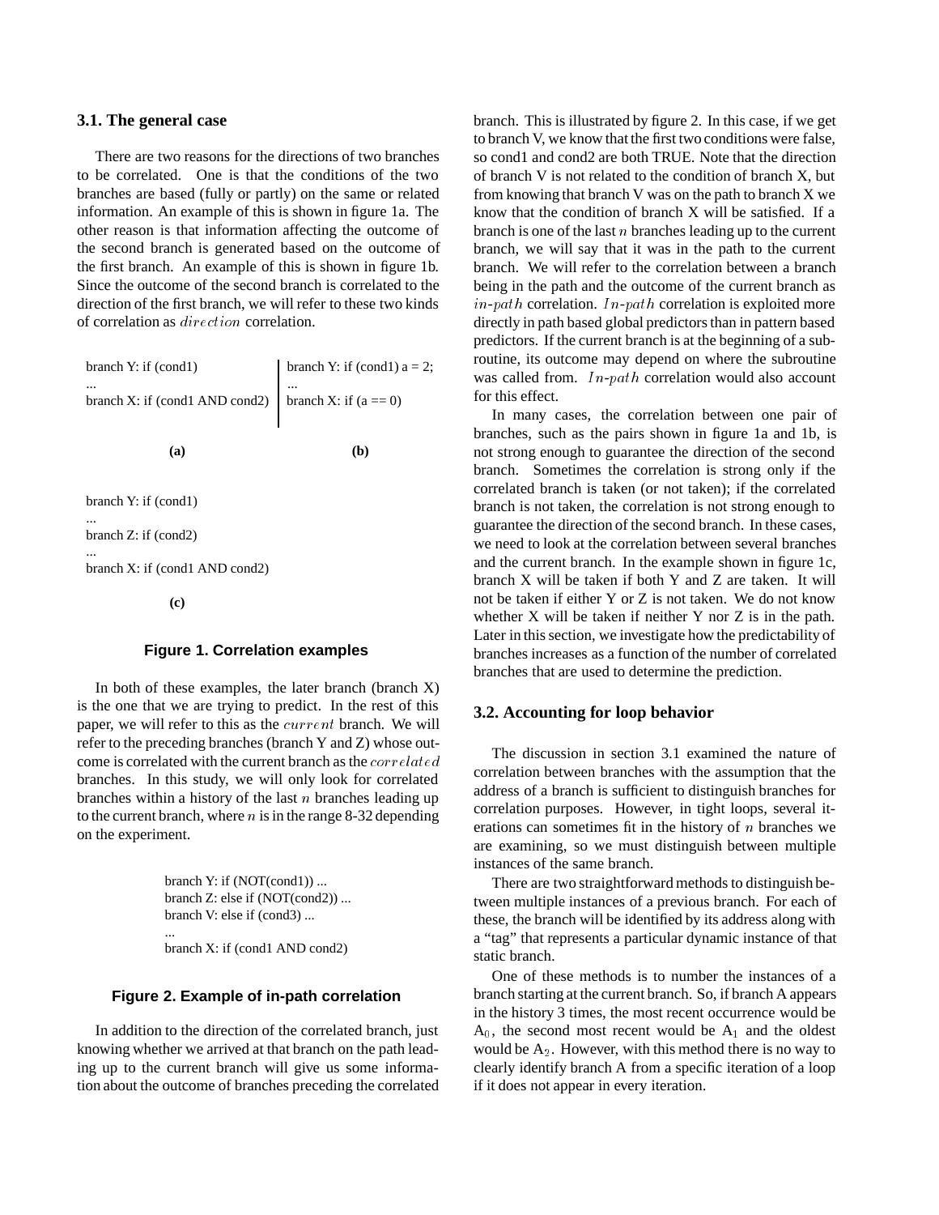### 3.1. The general case

There are two reasons for the directions of two branches to be correlated. One is that the conditions of the two branches are based (fully or partly) on the same or related information. An example of this is shown in figure 1a. The other reason is that information affecting the outcome of the second branch is generated based on the outcome of the first branch. An example of this is shown in figure 1b. Since the outcome of the second branch is correlated to the direction of the first branch, we will refer to these two kinds of correlation as *direction* correlation.

```
branch Y: if (cond1)
...
branch X: if (cond1 AND cond2)

(a)
```

```
branch Y: if (cond1) a = 2;
...
branch X: if (a == 0)

(b)
```

```
branch Y: if (cond1)
...
branch Z: if (cond2)
...
branch X: if (cond1 AND cond2)

(c)
```

**Figure 1. Correlation examples**

In both of these examples, the later branch (branch X) is the one that we are trying to predict. In the rest of this paper, we will refer to this as the *current* branch. We will refer to the preceding branches (branch Y and Z) whose outcome is correlated with the current branch as the *correlated* branches. In this study, we will only look for correlated branches within a history of the last $n$ branches leading up to the current branch, where $n$ is in the range 8-32 depending on the experiment.

```
branch Y: if (NOT(cond1)) ...
branch Z: else if (NOT(cond2)) ...
branch V: else if (cond3) ...
...
branch X: if (cond1 AND cond2)
```

**Figure 2. Example of in-path correlation**

In addition to the direction of the correlated branch, just knowing whether we arrived at that branch on the path leading up to the current branch will give us some information about the outcome of branches preceding the correlated branch. This is illustrated by figure 2. In this case, if we get to branch V, we know that the first two conditions were false, so cond1 and cond2 are both TRUE. Note that the direction of branch V is not related to the condition of branch X, but from knowing that branch V was on the path to branch X we know that the condition of branch X will be satisfied. If a branch is one of the last $n$ branches leading up to the current branch, we will say that it was in the path to the current branch. We will refer to the correlation between a branch being in the path and the outcome of the current branch as *in-path* correlation. *In-path* correlation is exploited more directly in path based global predictors than in pattern based predictors. If the current branch is at the beginning of a subroutine, its outcome may depend on where the subroutine was called from. *In-path* correlation would also account for this effect.

In many cases, the correlation between one pair of branches, such as the pairs shown in figure 1a and 1b, is not strong enough to guarantee the direction of the second branch. Sometimes the correlation is strong only if the correlated branch is taken (or not taken); if the correlated branch is not taken, the correlation is not strong enough to guarantee the direction of the second branch. In these cases, we need to look at the correlation between several branches and the current branch. In the example shown in figure 1c, branch X will be taken if both Y and Z are taken. It will not be taken if either Y or Z is not taken. We do not know whether X will be taken if neither Y nor Z is in the path. Later in this section, we investigate how the predictability of branches increases as a function of the number of correlated branches that are used to determine the prediction.

### 3.2. Accounting for loop behavior

The discussion in section 3.1 examined the nature of correlation between branches with the assumption that the address of a branch is sufficient to distinguish branches for correlation purposes. However, in tight loops, several iterations can sometimes fit in the history of $n$ branches we are examining, so we must distinguish between multiple instances of the same branch.

There are two straightforward methods to distinguish between multiple instances of a previous branch. For each of these, the branch will be identified by its address along with a "tag" that represents a particular dynamic instance of that static branch.

One of these methods is to number the instances of a branch starting at the current branch. So, if branch A appears in the history 3 times, the most recent occurrence would be $A_0$, the second most recent would be $A_1$ and the oldest would be $A_2$. However, with this method there is no way to clearly identify branch A from a specific iteration of a loop if it does not appear in every iteration.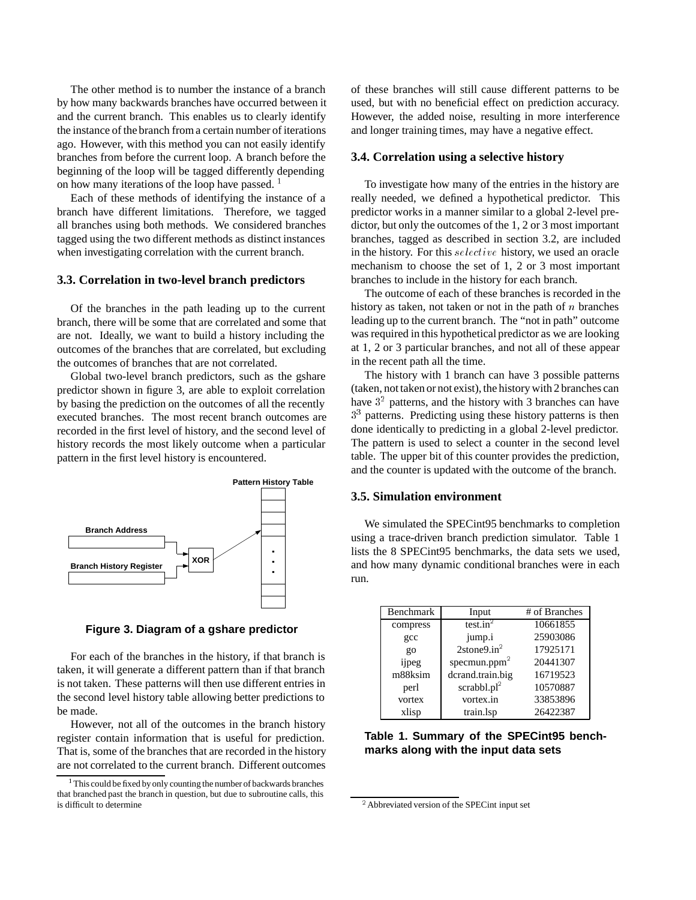The other method is to number the instance of a branch by how many backwards branches have occurred between it and the current branch. This enables us to clearly identify the instance of the branch from a certain number of iterations ago. However, with this method you can not easily identify branches from before the current loop. A branch before the beginning of the loop will be tagged differently depending on how many iterations of the loop have passed. [1]

Each of these methods of identifying the instance of a branch have different limitations. Therefore, we tagged all branches using both methods. We considered branches tagged using the two different methods as distinct instances when investigating correlation with the current branch.

### 3.3. Correlation in two-level branch predictors

Of the branches in the path leading up to the current branch, there will be some that are correlated and some that are not. Ideally, we want to build a history including the outcomes of the branches that are correlated, but excluding the outcomes of branches that are not correlated.

Global two-level branch predictors, such as the gshare predictor shown in figure 3, are able to exploit correlation by basing the prediction on the outcomes of all the recently executed branches. The most recent branch outcomes are recorded in the first level of history, and the second level of history records the most likely outcome when a particular pattern in the first level history is encountered.

Pattern History Table

Branch Address

Branch History Register

XOR

**Figure 3. Diagram of a gshare predictor**

For each of the branches in the history, if that branch is taken, it will generate a different pattern than if that branch is not taken. These patterns will then use different entries in the second level history table allowing better predictions to be made.

However, not all of the outcomes in the branch history register contain information that is useful for prediction. That is, some of the branches that are recorded in the history are not correlated to the current branch. Different outcomes of these branches will still cause different patterns to be used, but with no beneficial effect on prediction accuracy. However, the added noise, resulting in more interference and longer training times, may have a negative effect.

### 3.4. Correlation using a selective history

To investigate how many of the entries in the history are really needed, we defined a hypothetical predictor. This predictor works in a manner similar to a global 2-level predictor, but only the outcomes of the 1, 2 or 3 most important branches, tagged as described in section 3.2, are included in the history. For this $selective$ history, we used an oracle mechanism to choose the set of 1, 2 or 3 most important branches to include in the history for each branch.

The outcome of each of these branches is recorded in the history as taken, not taken or not in the path of $n$ branches leading up to the current branch. The "not in path" outcome was required in this hypothetical predictor as we are looking at 1, 2 or 3 particular branches, and not all of these appear in the recent path all the time.

The history with 1 branch can have 3 possible patterns (taken, not taken or not exist), the history with 2 branches can have $3^2$ patterns, and the history with 3 branches can have $3^3$ patterns. Predicting using these history patterns is then done identically to predicting in a global 2-level predictor. The pattern is used to select a counter in the second level table. The upper bit of this counter provides the prediction, and the counter is updated with the outcome of the branch.

### 3.5. Simulation environment

We simulated the SPECint95 benchmarks to completion using a trace-driven branch prediction simulator. Table 1 lists the 8 SPECint95 benchmarks, the data sets we used, and how many dynamic conditional branches were in each run.

| Benchmark | Input | # of Branches |
|---|---|---|
| compress | test.in[2] | 10661855 |
| gcc | jump.i | 25903086 |
| go | 2stone9.in[2] | 17925171 |
| ijpeg | specmun.ppm[2] | 20441307 |
| m88ksim | dcrand.train.big | 16719523 |
| perl | scrabbl.pl[2] | 10570887 |
| vortex | vortex.in | 33853896 |
| xlisp | train.lsp | 26422387 |

**Table 1. Summary of the SPECint95 benchmarks along with the input data sets**

[1] This could be fixed by only counting the number of backwards branches that branched past the branch in question, but due to subroutine calls, this is difficult to determine

[2] Abbreviated version of the SPECint input set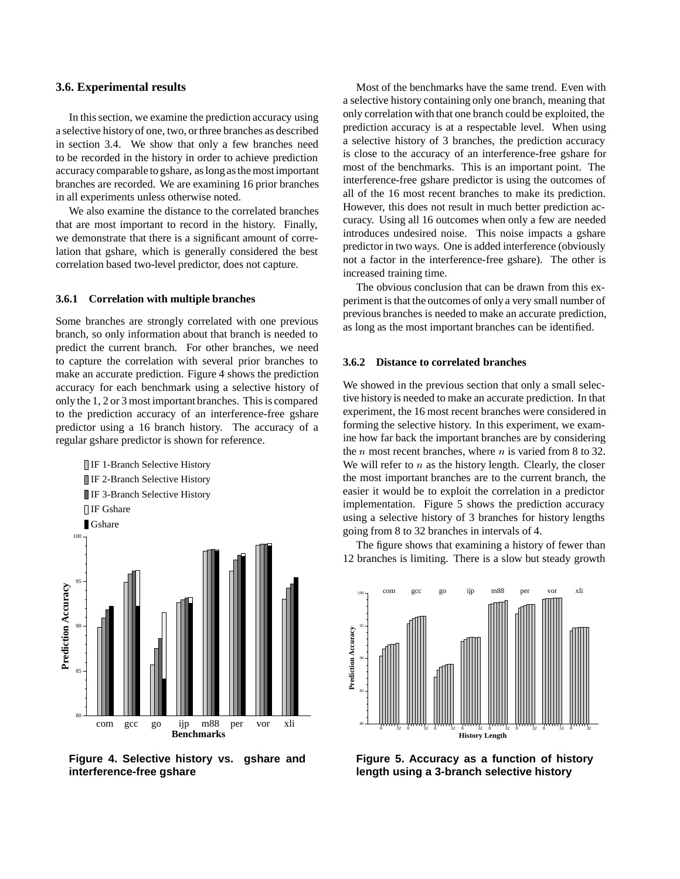### 3.6. Experimental results

In this section, we examine the prediction accuracy using a selective history of one, two, or three branches as described in section 3.4. We show that only a few branches need to be recorded in the history in order to achieve prediction accuracy comparable to gshare, as long as the most important branches are recorded. We are examining 16 prior branches in all experiments unless otherwise noted.

We also examine the distance to the correlated branches that are most important to record in the history. Finally, we demonstrate that there is a significant amount of correlation that gshare, which is generally considered the best correlation based two-level predictor, does not capture.

#### 3.6.1 Correlation with multiple branches

Some branches are strongly correlated with one previous branch, so only information about that branch is needed to predict the current branch. For other branches, we need to capture the correlation with several prior branches to make an accurate prediction. Figure 4 shows the prediction accuracy for each benchmark using a selective history of only the 1, 2 or 3 most important branches. This is compared to the prediction accuracy of an interference-free gshare predictor using a 16 branch history. The accuracy of a regular gshare predictor is shown for reference.

**Figure 4. Selective history vs. gshare and interference-free gshare**

Most of the benchmarks have the same trend. Even with a selective history containing only one branch, meaning that only correlation with that one branch could be exploited, the prediction accuracy is at a respectable level. When using a selective history of 3 branches, the prediction accuracy is close to the accuracy of an interference-free gshare for most of the benchmarks. This is an important point. The interference-free gshare predictor is using the outcomes of all of the 16 most recent branches to make its prediction. However, this does not result in much better prediction accuracy. Using all 16 outcomes when only a few are needed introduces undesired noise. This noise impacts a gshare predictor in two ways. One is added interference (obviously not a factor in the interference-free gshare). The other is increased training time.

The obvious conclusion that can be drawn from this experiment is that the outcomes of only a very small number of previous branches is needed to make an accurate prediction, as long as the most important branches can be identified.

#### 3.6.2 Distance to correlated branches

We showed in the previous section that only a small selective history is needed to make an accurate prediction. In that experiment, the 16 most recent branches were considered in forming the selective history. In this experiment, we examine how far back the important branches are by considering the $n$ most recent branches, where $n$ is varied from 8 to 32. We will refer to $n$ as the history length. Clearly, the closer the most important branches are to the current branch, the easier it would be to exploit the correlation in a predictor implementation. Figure 5 shows the prediction accuracy using a selective history of 3 branches for history lengths going from 8 to 32 branches in intervals of 4.

The figure shows that examining a history of fewer than 12 branches is limiting. There is a slow but steady growth

**Figure 5. Accuracy as a function of history length using a 3-branch selective history**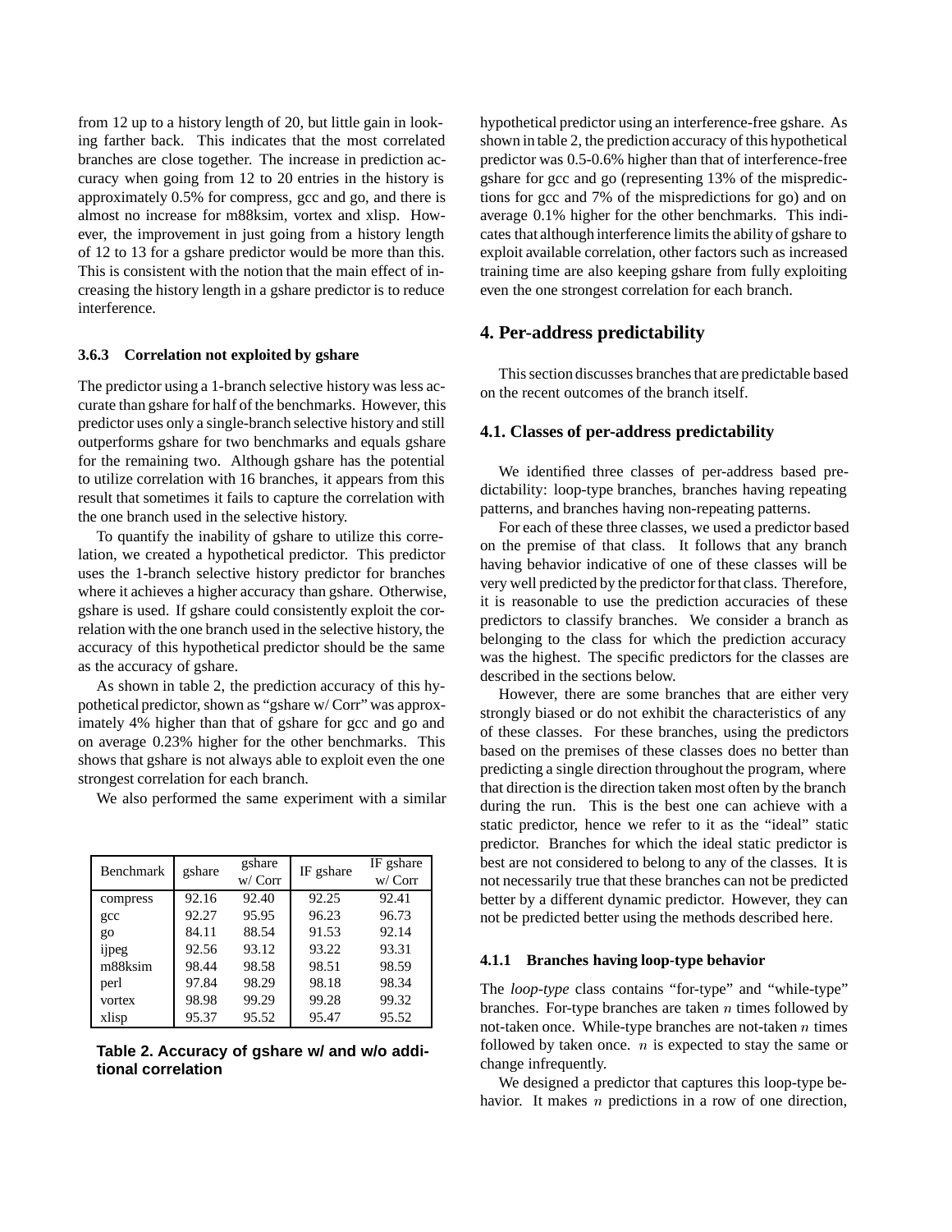from 12 up to a history length of 20, but little gain in looking farther back. This indicates that the most correlated branches are close together. The increase in prediction accuracy when going from 12 to 20 entries in the history is approximately 0.5% for compress, gcc and go, and there is almost no increase for m88ksim, vortex and xlisp. However, the improvement in just going from a history length of 12 to 13 for a gshare predictor would be more than this. This is consistent with the notion that the main effect of increasing the history length in a gshare predictor is to reduce interference.

#### 3.6.3 Correlation not exploited by gshare

The predictor using a 1-branch selective history was less accurate than gshare for half of the benchmarks. However, this predictor uses only a single-branch selective history and still outperforms gshare for two benchmarks and equals gshare for the remaining two. Although gshare has the potential to utilize correlation with 16 branches, it appears from this result that sometimes it fails to capture the correlation with the one branch used in the selective history.

To quantify the inability of gshare to utilize this correlation, we created a hypothetical predictor. This predictor uses the 1-branch selective history predictor for branches where it achieves a higher accuracy than gshare. Otherwise, gshare is used. If gshare could consistently exploit the correlation with the one branch used in the selective history, the accuracy of this hypothetical predictor should be the same as the accuracy of gshare.

As shown in table 2, the prediction accuracy of this hypothetical predictor, shown as "gshare w/ Corr" was approximately 4% higher than that of gshare for gcc and go and on average 0.23% higher for the other benchmarks. This shows that gshare is not always able to exploit even the one strongest correlation for each branch.

We also performed the same experiment with a similar hypothetical predictor using an interference-free gshare. As shown in table 2, the prediction accuracy of this hypothetical predictor was 0.5-0.6% higher than that of interference-free gshare for gcc and go (representing 13% of the mispredictions for gcc and 7% of the mispredictions for go) and on average 0.1% higher for the other benchmarks. This indicates that although interference limits the ability of gshare to exploit available correlation, other factors such as increased training time are also keeping gshare from fully exploiting even the one strongest correlation for each branch.

| Benchmark | gshare | gshare w/ Corr | IF gshare | IF gshare w/ Corr |
|---|---|---|---|---|
| compress | 92.16 | 92.40 | 92.25 | 92.41 |
| gcc | 92.27 | 95.95 | 96.23 | 96.73 |
| go | 84.11 | 88.54 | 91.53 | 92.14 |
| ijpeg | 92.56 | 93.12 | 93.22 | 93.31 |
| m88ksim | 98.44 | 98.58 | 98.51 | 98.59 |
| perl | 97.84 | 98.29 | 98.18 | 98.34 |
| vortex | 98.98 | 99.29 | 99.28 | 99.32 |
| xlisp | 95.37 | 95.52 | 95.47 | 95.52 |

**Table 2. Accuracy of gshare w/ and w/o additional correlation**

## 4. Per-address predictability

This section discusses branches that are predictable based on the recent outcomes of the branch itself.

### 4.1. Classes of per-address predictability

We identified three classes of per-address based predictability: loop-type branches, branches having repeating patterns, and branches having non-repeating patterns.

For each of these three classes, we used a predictor based on the premise of that class. It follows that any branch having behavior indicative of one of these classes will be very well predicted by the predictor for that class. Therefore, it is reasonable to use the prediction accuracies of these predictors to classify branches. We consider a branch as belonging to the class for which the prediction accuracy was the highest. The specific predictors for the classes are described in the sections below.

However, there are some branches that are either very strongly biased or do not exhibit the characteristics of any of these classes. For these branches, using the predictors based on the premises of these classes does no better than predicting a single direction throughout the program, where that direction is the direction taken most often by the branch during the run. This is the best one can achieve with a static predictor, hence we refer to it as the "ideal" static predictor. Branches for which the ideal static predictor is best are not considered to belong to any of the classes. It is not necessarily true that these branches can not be predicted better by a different dynamic predictor. However, they can not be predicted better using the methods described here.

#### 4.1.1 Branches having loop-type behavior

The *loop-type* class contains "for-type" and "while-type" branches. For-type branches are taken $n$ times followed by not-taken once. While-type branches are not-taken $n$ times followed by taken once. $n$ is expected to stay the same or change infrequently.

We designed a predictor that captures this loop-type behavior. It makes $n$ predictions in a row of one direction,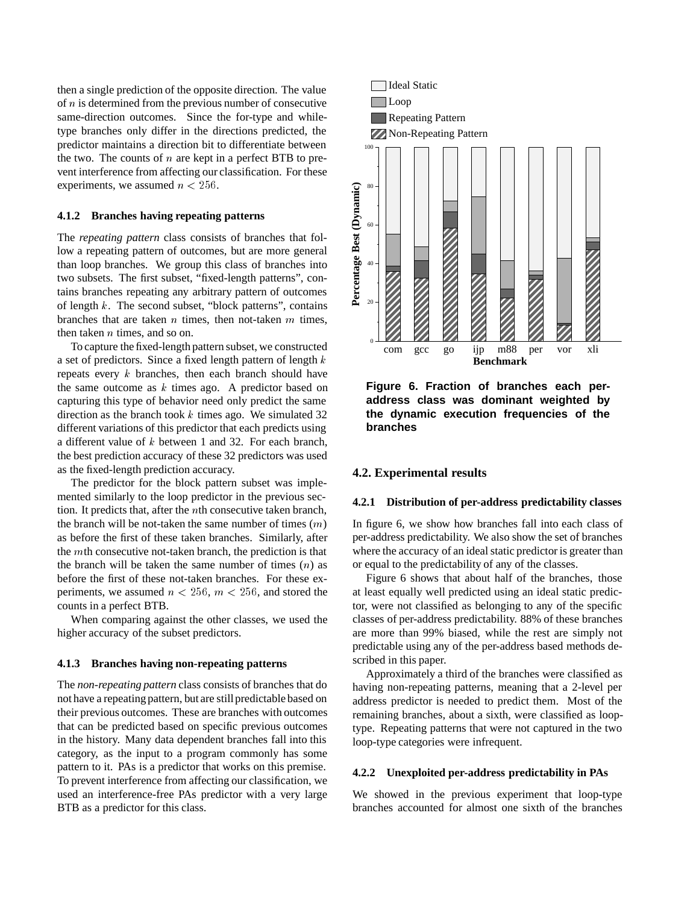then a single prediction of the opposite direction. The value of $n$ is determined from the previous number of consecutive same-direction outcomes. Since the for-type and while-type branches only differ in the directions predicted, the predictor maintains a direction bit to differentiate between the two. The counts of $n$ are kept in a perfect BTB to prevent interference from affecting our classification. For these experiments, we assumed $n < 256$.

#### 4.1.2 Branches having repeating patterns

The *repeating pattern* class consists of branches that follow a repeating pattern of outcomes, but are more general than loop branches. We group this class of branches into two subsets. The first subset, "fixed-length patterns", contains branches repeating any arbitrary pattern of outcomes of length $k$. The second subset, "block patterns", contains branches that are taken $n$ times, then not-taken $m$ times, then taken $n$ times, and so on.

To capture the fixed-length pattern subset, we constructed a set of predictors. Since a fixed length pattern of length $k$ repeats every $k$ branches, then each branch should have the same outcome as $k$ times ago. A predictor based on capturing this type of behavior need only predict the same direction as the branch took $k$ times ago. We simulated 32 different variations of this predictor that each predicts using a different value of $k$ between 1 and 32. For each branch, the best prediction accuracy of these 32 predictors was used as the fixed-length prediction accuracy.

The predictor for the block pattern subset was implemented similarly to the loop predictor in the previous section. It predicts that, after the $n$th consecutive taken branch, the branch will be not-taken the same number of times ($m$) as before the first of these taken branches. Similarly, after the $m$th consecutive not-taken branch, the prediction is that the branch will be taken the same number of times ($n$) as before the first of these not-taken branches. For these experiments, we assumed $n < 256$, $m < 256$, and stored the counts in a perfect BTB.

When comparing against the other classes, we used the higher accuracy of the subset predictors.

#### 4.1.3 Branches having non-repeating patterns

The *non-repeating pattern* class consists of branches that do not have a repeating pattern, but are still predictable based on their previous outcomes. These are branches with outcomes that can be predicted based on specific previous outcomes in the history. Many data dependent branches fall into this category, as the input to a program commonly has some pattern to it. PAs is a predictor that works on this premise. To prevent interference from affecting our classification, we used an interference-free PAs predictor with a very large BTB as a predictor for this class.

**Figure 6. Fraction of branches each per-address class was dominant weighted by the dynamic execution frequencies of the branches**

### 4.2. Experimental results

#### 4.2.1 Distribution of per-address predictability classes

In figure 6, we show how branches fall into each class of per-address predictability. We also show the set of branches where the accuracy of an ideal static predictor is greater than or equal to the predictability of any of the classes.

Figure 6 shows that about half of the branches, those at least equally well predicted using an ideal static predictor, were not classified as belonging to any of the specific classes of per-address predictability. 88% of these branches are more than 99% biased, while the rest are simply not predictable using any of the per-address based methods described in this paper.

Approximately a third of the branches were classified as having non-repeating patterns, meaning that a 2-level per address predictor is needed to predict them. Most of the remaining branches, about a sixth, were classified as loop-type. Repeating patterns that were not captured in the two loop-type categories were infrequent.

#### 4.2.2 Unexploited per-address predictability in PAs

We showed in the previous experiment that loop-type branches accounted for almost one sixth of the branches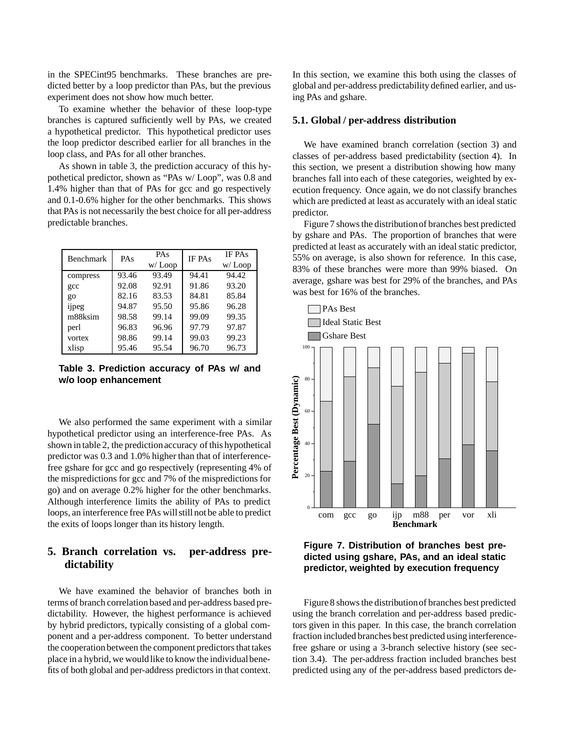in the SPECint95 benchmarks. These branches are predicted better by a loop predictor than PAs, but the previous experiment does not show how much better.

To examine whether the behavior of these loop-type branches is captured sufficiently well by PAs, we created a hypothetical predictor. This hypothetical predictor uses the loop predictor described earlier for all branches in the loop class, and PAs for all other branches.

As shown in table 3, the prediction accuracy of this hypothetical predictor, shown as "PAs w/ Loop", was 0.8 and 1.4% higher than that of PAs for gcc and go respectively and 0.1-0.6% higher for the other benchmarks. This shows that PAs is not necessarily the best choice for all per-address predictable branches.

| Benchmark | PAs | PAs w/ Loop | IF PAs | IF PAs w/ Loop |
|---|---|---|---|---|
| compress | 93.46 | 93.49 | 94.41 | 94.42 |
| gcc | 92.08 | 92.91 | 91.86 | 93.20 |
| go | 82.16 | 83.53 | 84.81 | 85.84 |
| ijpeg | 94.87 | 95.50 | 95.86 | 96.28 |
| m88ksim | 98.58 | 99.14 | 99.09 | 99.35 |
| perl | 96.83 | 96.96 | 97.79 | 97.87 |
| vortex | 98.86 | 99.14 | 99.03 | 99.23 |
| xlisp | 95.46 | 95.54 | 96.70 | 96.73 |

**Table 3. Prediction accuracy of PAs w/ and w/o loop enhancement**

We also performed the same experiment with a similar hypothetical predictor using an interference-free PAs. As shown in table 2, the prediction accuracy of this hypothetical predictor was 0.3 and 1.0% higher than that of interference-free gshare for gcc and go respectively (representing 4% of the mispredictions for gcc and 7% of the mispredictions for go) and on average 0.2% higher for the other benchmarks. Although interference limits the ability of PAs to predict loops, an interference free PAs will still not be able to predict the exits of loops longer than its history length.

## 5. Branch correlation vs. per-address predictability

We have examined the behavior of branches both in terms of branch correlation based and per-address based predictability. However, the highest performance is achieved by hybrid predictors, typically consisting of a global component and a per-address component. To better understand the cooperation between the component predictors that takes place in a hybrid, we would like to know the individual benefits of both global and per-address predictors in that context. In this section, we examine this both using the classes of global and per-address predictability defined earlier, and using PAs and gshare.

### 5.1. Global / per-address distribution

We have examined branch correlation (section 3) and classes of per-address based predictability (section 4). In this section, we present a distribution showing how many branches fall into each of these categories, weighted by execution frequency. Once again, we do not classify branches which are predicted at least as accurately with an ideal static predictor.

Figure 7 shows the distribution of branches best predicted by gshare and PAs. The proportion of branches that were predicted at least as accurately with an ideal static predictor, 55% on average, is also shown for reference. In this case, 83% of these branches were more than 99% biased. On average, gshare was best for 29% of the branches, and PAs was best for 16% of the branches.

**Figure 7. Distribution of branches best predicted using gshare, PAs, and an ideal static predictor, weighted by execution frequency**

Figure 8 shows the distribution of branches best predicted using the branch correlation and per-address based predictors given in this paper. In this case, the branch correlation fraction included branches best predicted using interference-free gshare or using a 3-branch selective history (see section 3.4). The per-address fraction included branches best predicted using any of the per-address based predictors de-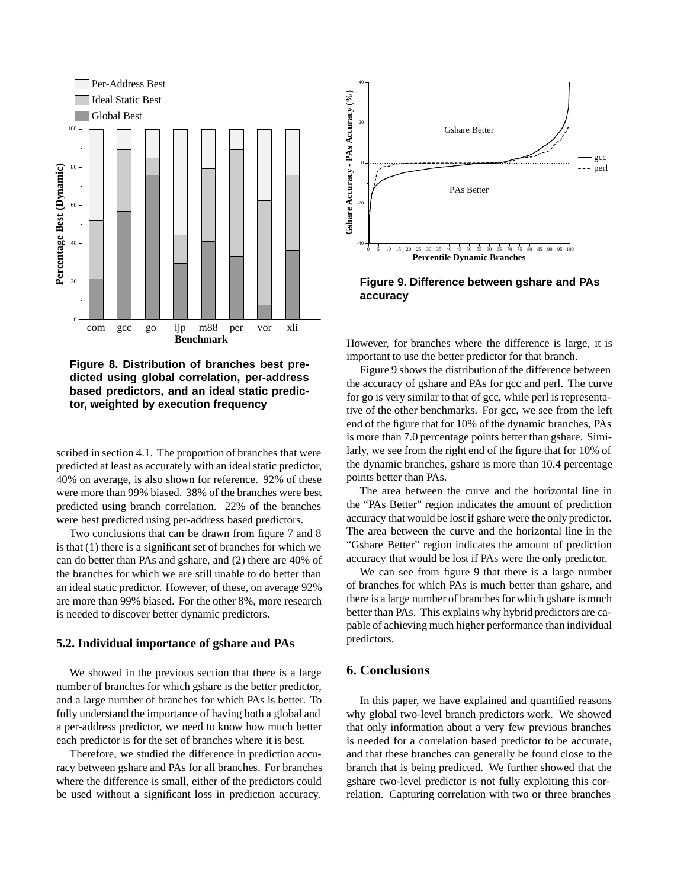Figure 8. Distribution of branches best predicted using global correlation, per-address based predictors, and an ideal static predictor, weighted by execution frequency

scribed in section 4.1. The proportion of branches that were predicted at least as accurately with an ideal static predictor, 40% on average, is also shown for reference. 92% of these were more than 99% biased. 38% of the branches were best predicted using branch correlation. 22% of the branches were best predicted using per-address based predictors.

Two conclusions that can be drawn from figure 7 and 8 is that (1) there is a significant set of branches for which we can do better than PAs and gshare, and (2) there are 40% of the branches for which we are still unable to do better than an ideal static predictor. However, of these, on average 92% are more than 99% biased. For the other 8%, more research is needed to discover better dynamic predictors.

### 5.2. Individual importance of gshare and PAs

We showed in the previous section that there is a large number of branches for which gshare is the better predictor, and a large number of branches for which PAs is better. To fully understand the importance of having both a global and a per-address predictor, we need to know how much better each predictor is for the set of branches where it is best.

Therefore, we studied the difference in prediction accuracy between gshare and PAs for all branches. For branches where the difference is small, either of the predictors could be used without a significant loss in prediction accuracy. However, for branches where the difference is large, it is important to use the better predictor for that branch.

Figure 9. Difference between gshare and PAs accuracy

Figure 9 shows the distribution of the difference between the accuracy of gshare and PAs for gcc and perl. The curve for go is very similar to that of gcc, while perl is representative of the other benchmarks. For gcc, we see from the left end of the figure that for 10% of the dynamic branches, PAs is more than 7.0 percentage points better than gshare. Similarly, we see from the right end of the figure that for 10% of the dynamic branches, gshare is more than 10.4 percentage points better than PAs.

The area between the curve and the horizontal line in the "PAs Better" region indicates the amount of prediction accuracy that would be lost if gshare were the only predictor. The area between the curve and the horizontal line in the "Gshare Better" region indicates the amount of prediction accuracy that would be lost if PAs were the only predictor.

We can see from figure 9 that there is a large number of branches for which PAs is much better than gshare, and there is a large number of branches for which gshare is much better than PAs. This explains why hybrid predictors are capable of achieving much higher performance than individual predictors.

## 6. Conclusions

In this paper, we have explained and quantified reasons why global two-level branch predictors work. We showed that only information about a very few previous branches is needed for a correlation based predictor to be accurate, and that these branches can generally be found close to the branch that is being predicted. We further showed that the gshare two-level predictor is not fully exploiting this correlation. Capturing correlation with two or three branches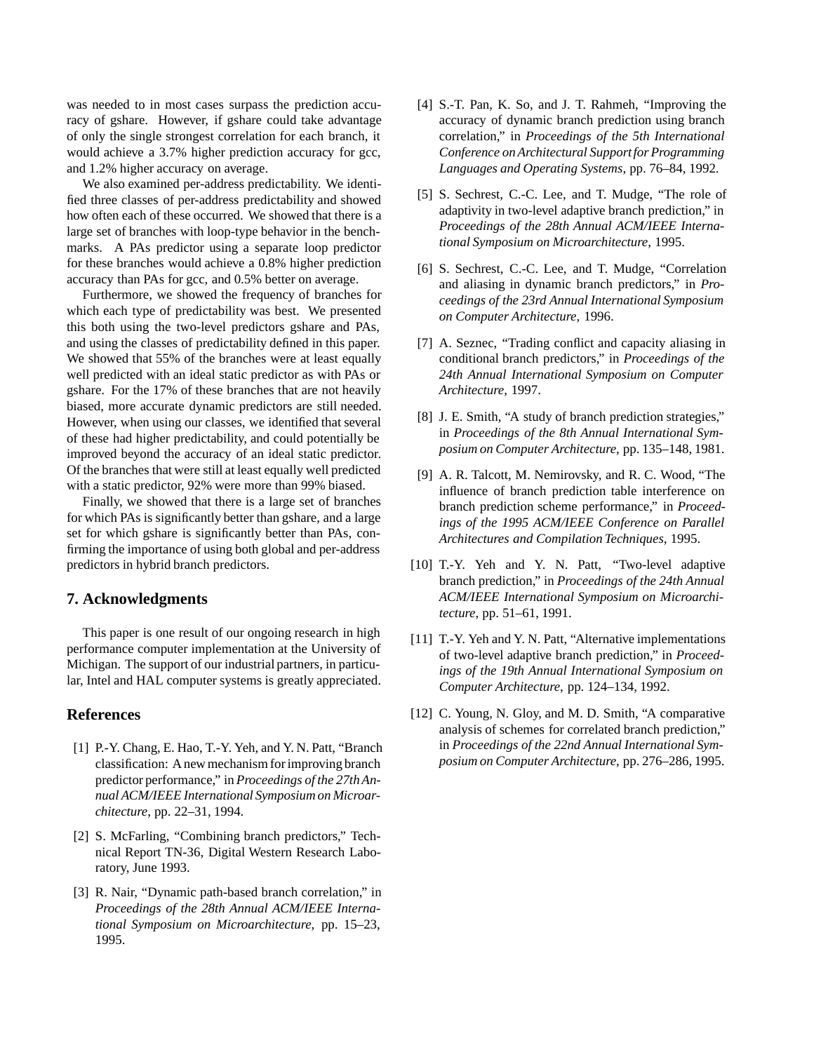was needed to in most cases surpass the prediction accuracy of gshare. However, if gshare could take advantage of only the single strongest correlation for each branch, it would achieve a 3.7% higher prediction accuracy for gcc, and 1.2% higher accuracy on average.

We also examined per-address predictability. We identified three classes of per-address predictability and showed how often each of these occurred. We showed that there is a large set of branches with loop-type behavior in the benchmarks. A PAs predictor using a separate loop predictor for these branches would achieve a 0.8% higher prediction accuracy than PAs for gcc, and 0.5% better on average.

Furthermore, we showed the frequency of branches for which each type of predictability was best. We presented this both using the two-level predictors gshare and PAs, and using the classes of predictability defined in this paper. We showed that 55% of the branches were at least equally well predicted with an ideal static predictor as with PAs or gshare. For the 17% of these branches that are not heavily biased, more accurate dynamic predictors are still needed. However, when using our classes, we identified that several of these had higher predictability, and could potentially be improved beyond the accuracy of an ideal static predictor. Of the branches that were still at least equally well predicted with a static predictor, 92% were more than 99% biased.

Finally, we showed that there is a large set of branches for which PAs is significantly better than gshare, and a large set for which gshare is significantly better than PAs, confirming the importance of using both global and per-address predictors in hybrid branch predictors.

## 7. Acknowledgments

This paper is one result of our ongoing research in high performance computer implementation at the University of Michigan. The support of our industrial partners, in particular, Intel and HAL computer systems is greatly appreciated.

## References

[1] P.-Y. Chang, E. Hao, T.-Y. Yeh, and Y. N. Patt, "Branch classification: A new mechanism for improving branch predictor performance," in *Proceedings of the 27th Annual ACM/IEEE International Symposium on Microarchitecture*, pp. 22–31, 1994.

[2] S. McFarling, "Combining branch predictors," Technical Report TN-36, Digital Western Research Laboratory, June 1993.

[3] R. Nair, "Dynamic path-based branch correlation," in *Proceedings of the 28th Annual ACM/IEEE International Symposium on Microarchitecture*, pp. 15–23, 1995.

[4] S.-T. Pan, K. So, and J. T. Rahmeh, "Improving the accuracy of dynamic branch prediction using branch correlation," in *Proceedings of the 5th International Conference on Architectural Support for Programming Languages and Operating Systems*, pp. 76–84, 1992.

[5] S. Sechrest, C.-C. Lee, and T. Mudge, "The role of adaptivity in two-level adaptive branch prediction," in *Proceedings of the 28th Annual ACM/IEEE International Symposium on Microarchitecture*, 1995.

[6] S. Sechrest, C.-C. Lee, and T. Mudge, "Correlation and aliasing in dynamic branch predictors," in *Proceedings of the 23rd Annual International Symposium on Computer Architecture*, 1996.

[7] A. Seznec, "Trading conflict and capacity aliasing in conditional branch predictors," in *Proceedings of the 24th Annual International Symposium on Computer Architecture*, 1997.

[8] J. E. Smith, "A study of branch prediction strategies," in *Proceedings of the 8th Annual International Symposium on Computer Architecture*, pp. 135–148, 1981.

[9] A. R. Talcott, M. Nemirovsky, and R. C. Wood, "The influence of branch prediction table interference on branch prediction scheme performance," in *Proceedings of the 1995 ACM/IEEE Conference on Parallel Architectures and Compilation Techniques*, 1995.

[10] T.-Y. Yeh and Y. N. Patt, "Two-level adaptive branch prediction," in *Proceedings of the 24th Annual ACM/IEEE International Symposium on Microarchitecture*, pp. 51–61, 1991.

[11] T.-Y. Yeh and Y. N. Patt, "Alternative implementations of two-level adaptive branch prediction," in *Proceedings of the 19th Annual International Symposium on Computer Architecture*, pp. 124–134, 1992.

[12] C. Young, N. Gloy, and M. D. Smith, "A comparative analysis of schemes for correlated branch prediction," in *Proceedings of the 22nd Annual International Symposium on Computer Architecture*, pp. 276–286, 1995.